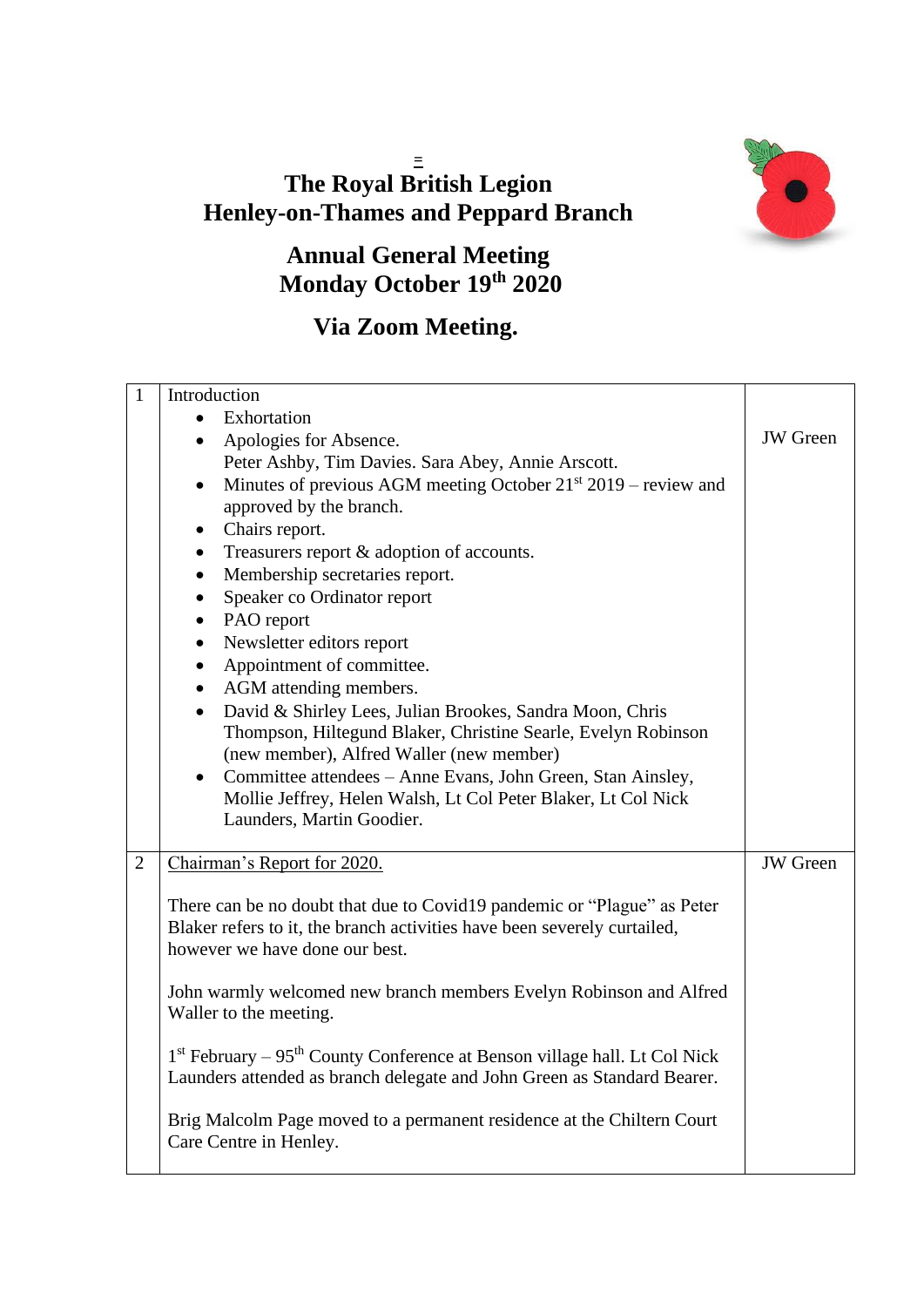# The Royal British Legion
# Henley-on-Thames and Peppard Branch

## Annual General Meeting
## Monday October 19th 2020

## Via Zoom Meeting.

| | | |
|---|---|---|
| 1 | Introduction<br>• Exhortation<br>• Apologies for Absence.<br>Peter Ashby, Tim Davies. Sara Abey, Annie Arscott.<br>• Minutes of previous AGM meeting October 21st 2019 – review and approved by the branch.<br>• Chairs report.<br>• Treasurers report & adoption of accounts.<br>• Membership secretaries report.<br>• Speaker co Ordinator report<br>• PAO report<br>• Newsletter editors report<br>• Appointment of committee.<br>• AGM attending members.<br>• David & Shirley Lees, Julian Brookes, Sandra Moon, Chris Thompson, Hiltegund Blaker, Christine Searle, Evelyn Robinson (new member), Alfred Waller (new member)<br>• Committee attendees – Anne Evans, John Green, Stan Ainsley, Mollie Jeffrey, Helen Walsh, Lt Col Peter Blaker, Lt Col Nick Launders, Martin Goodier. | JW Green |
| 2 | Chairman's Report for 2020.<br><br>There can be no doubt that due to Covid19 pandemic or "Plague" as Peter Blaker refers to it, the branch activities have been severely curtailed, however we have done our best.<br><br>John warmly welcomed new branch members Evelyn Robinson and Alfred Waller to the meeting.<br><br>1st February – 95th County Conference at Benson village hall. Lt Col Nick Launders attended as branch delegate and John Green as Standard Bearer.<br><br>Brig Malcolm Page moved to a permanent residence at the Chiltern Court Care Centre in Henley. | JW Green |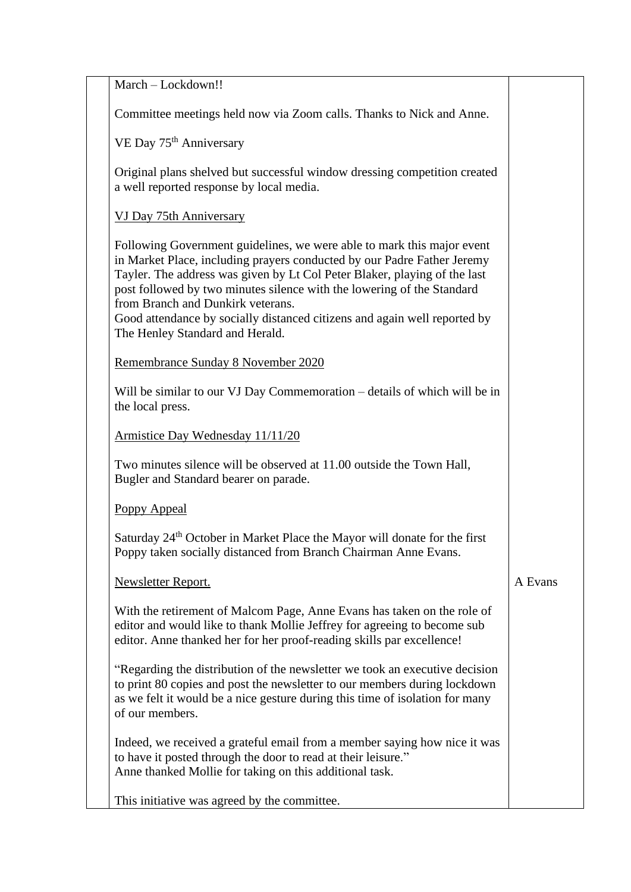| | | |
|---|---|---|
| | March – Lockdown!!<br><br>Committee meetings held now via Zoom calls. Thanks to Nick and Anne.<br><br>VE Day 75th Anniversary<br><br>Original plans shelved but successful window dressing competition created a well reported response by local media.<br><br><u>VJ Day 75th Anniversary</u><br><br>Following Government guidelines, we were able to mark this major event in Market Place, including prayers conducted by our Padre Father Jeremy Tayler. The address was given by Lt Col Peter Blaker, playing of the last post followed by two minutes silence with the lowering of the Standard from Branch and Dunkirk veterans.<br>Good attendance by socially distanced citizens and again well reported by The Henley Standard and Herald.<br><br><u>Remembrance Sunday 8 November 2020</u><br><br>Will be similar to our VJ Day Commemoration – details of which will be in the local press.<br><br><u>Armistice Day Wednesday 11/11/20</u><br><br>Two minutes silence will be observed at 11.00 outside the Town Hall, Bugler and Standard bearer on parade.<br><br><u>Poppy Appeal</u><br><br>Saturday 24th October in Market Place the Mayor will donate for the first Poppy taken socially distanced from Branch Chairman Anne Evans. | |
| | <u>Newsletter Report.</u><br><br>With the retirement of Malcom Page, Anne Evans has taken on the role of editor and would like to thank Mollie Jeffrey for agreeing to become sub editor. Anne thanked her for her proof-reading skills par excellence!<br><br>"Regarding the distribution of the newsletter we took an executive decision to print 80 copies and post the newsletter to our members during lockdown as we felt it would be a nice gesture during this time of isolation for many of our members.<br><br>Indeed, we received a grateful email from a member saying how nice it was to have it posted through the door to read at their leisure."<br>Anne thanked Mollie for taking on this additional task.<br><br>This initiative was agreed by the committee. | A Evans |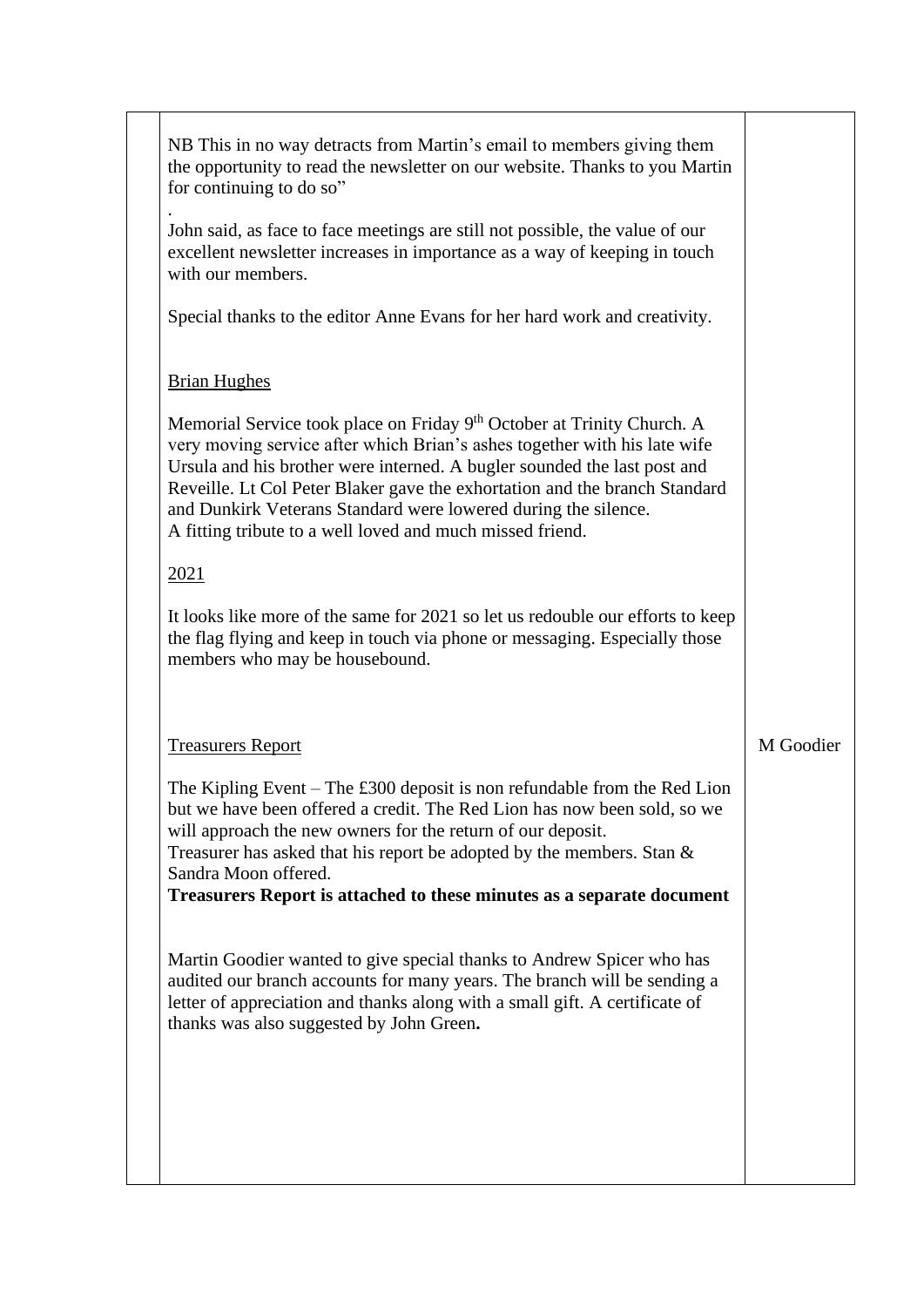| | | |
|---|---|---|
| | NB This in no way detracts from Martin's email to members giving them the opportunity to read the newsletter on our website. Thanks to you Martin for continuing to do so"<br><br>.<br>John said, as face to face meetings are still not possible, the value of our excellent newsletter increases in importance as a way of keeping in touch with our members.<br><br>Special thanks to the editor Anne Evans for her hard work and creativity.<br><br><u>Brian Hughes</u><br><br>Memorial Service took place on Friday 9th October at Trinity Church. A very moving service after which Brian's ashes together with his late wife Ursula and his brother were interned. A bugler sounded the last post and Reveille. Lt Col Peter Blaker gave the exhortation and the branch Standard and Dunkirk Veterans Standard were lowered during the silence.<br>A fitting tribute to a well loved and much missed friend.<br><br><u>2021</u><br><br>It looks like more of the same for 2021 so let us redouble our efforts to keep the flag flying and keep in touch via phone or messaging. Especially those members who may be housebound. | |
| | <u>Treasurers Report</u><br><br>The Kipling Event – The £300 deposit is non refundable from the Red Lion but we have been offered a credit. The Red Lion has now been sold, so we will approach the new owners for the return of our deposit.<br>Treasurer has asked that his report be adopted by the members. Stan & Sandra Moon offered.<br>**Treasurers Report is attached to these minutes as a separate document**<br><br>Martin Goodier wanted to give special thanks to Andrew Spicer who has audited our branch accounts for many years. The branch will be sending a letter of appreciation and thanks along with a small gift. A certificate of thanks was also suggested by John Green**.** | M Goodier |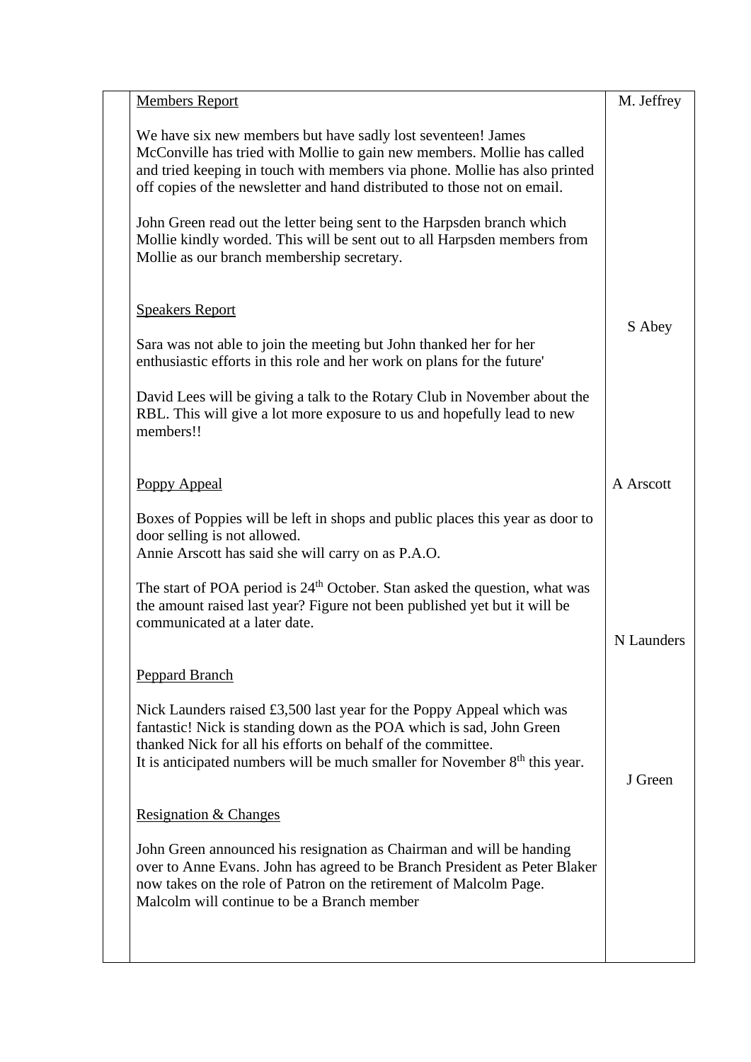| | | |
|---|---|---|
| | <u>Members Report</u><br><br>We have six new members but have sadly lost seventeen! James McConville has tried with Mollie to gain new members. Mollie has called and tried keeping in touch with members via phone. Mollie has also printed off copies of the newsletter and hand distributed to those not on email.<br><br>John Green read out the letter being sent to the Harpsden branch which Mollie kindly worded. This will be sent out to all Harpsden members from Mollie as our branch membership secretary. | M. Jeffrey |
| | <u>Speakers Report</u><br><br>Sara was not able to join the meeting but John thanked her for her enthusiastic efforts in this role and her work on plans for the future'<br><br>David Lees will be giving a talk to the Rotary Club in November about the RBL. This will give a lot more exposure to us and hopefully lead to new members!! | S Abey |
| | <u>Poppy Appeal</u><br><br>Boxes of Poppies will be left in shops and public places this year as door to door selling is not allowed.<br>Annie Arscott has said she will carry on as P.A.O.<br><br>The start of POA period is 24th October. Stan asked the question, what was the amount raised last year? Figure not been published yet but it will be communicated at a later date. | A Arscott |
| | <u>Peppard Branch</u><br><br>Nick Launders raised £3,500 last year for the Poppy Appeal which was fantastic! Nick is standing down as the POA which is sad, John Green thanked Nick for all his efforts on behalf of the committee.<br>It is anticipated numbers will be much smaller for November 8th this year. | N Launders |
| | <u>Resignation & Changes</u><br><br>John Green announced his resignation as Chairman and will be handing over to Anne Evans. John has agreed to be Branch President as Peter Blaker now takes on the role of Patron on the retirement of Malcolm Page. Malcolm will continue to be a Branch member | J Green |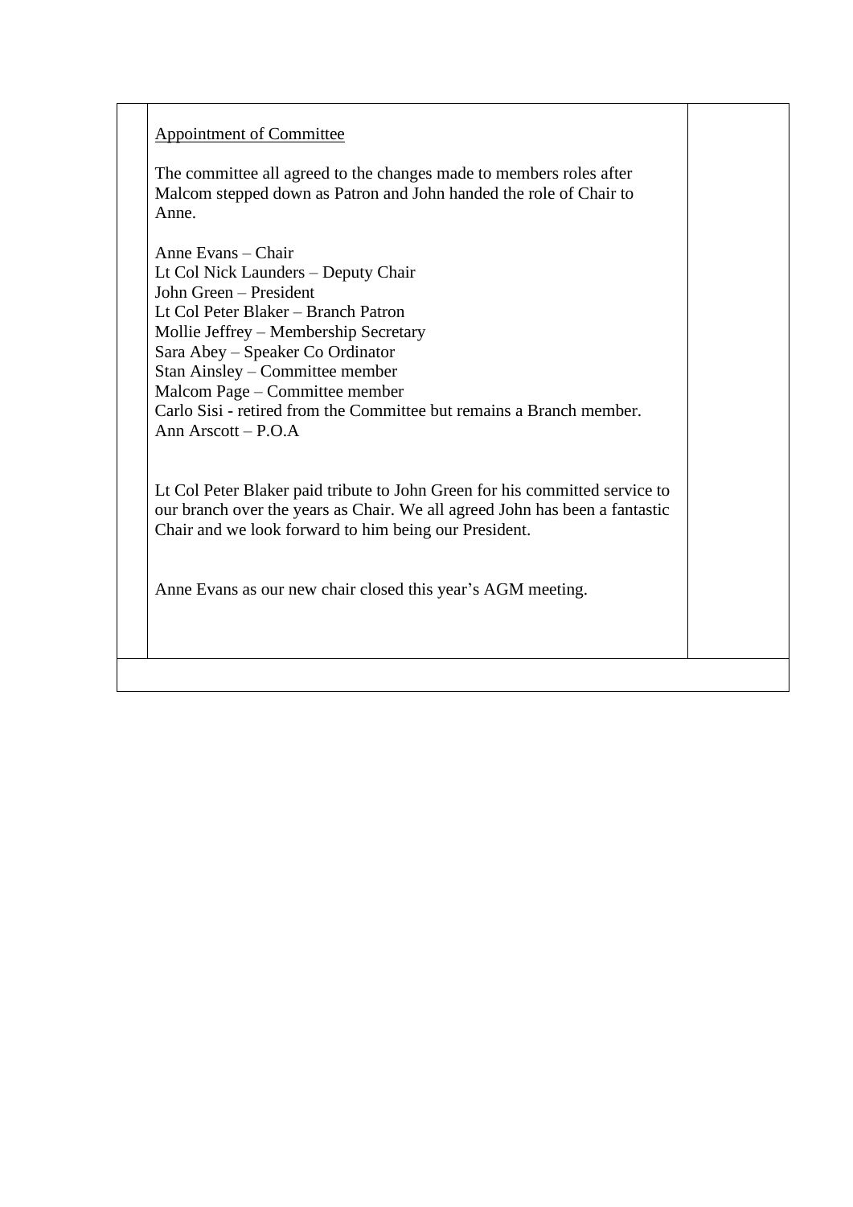Appointment of Committee

The committee all agreed to the changes made to members roles after Malcom stepped down as Patron and John handed the role of Chair to Anne.

Anne Evans – Chair
Lt Col Nick Launders – Deputy Chair
John Green – President
Lt Col Peter Blaker – Branch Patron
Mollie Jeffrey – Membership Secretary
Sara Abey – Speaker Co Ordinator
Stan Ainsley – Committee member
Malcom Page – Committee member
Carlo Sisi - retired from the Committee but remains a Branch member.
Ann Arscott – P.O.A

Lt Col Peter Blaker paid tribute to John Green for his committed service to our branch over the years as Chair. We all agreed John has been a fantastic Chair and we look forward to him being our President.

Anne Evans as our new chair closed this year's AGM meeting.